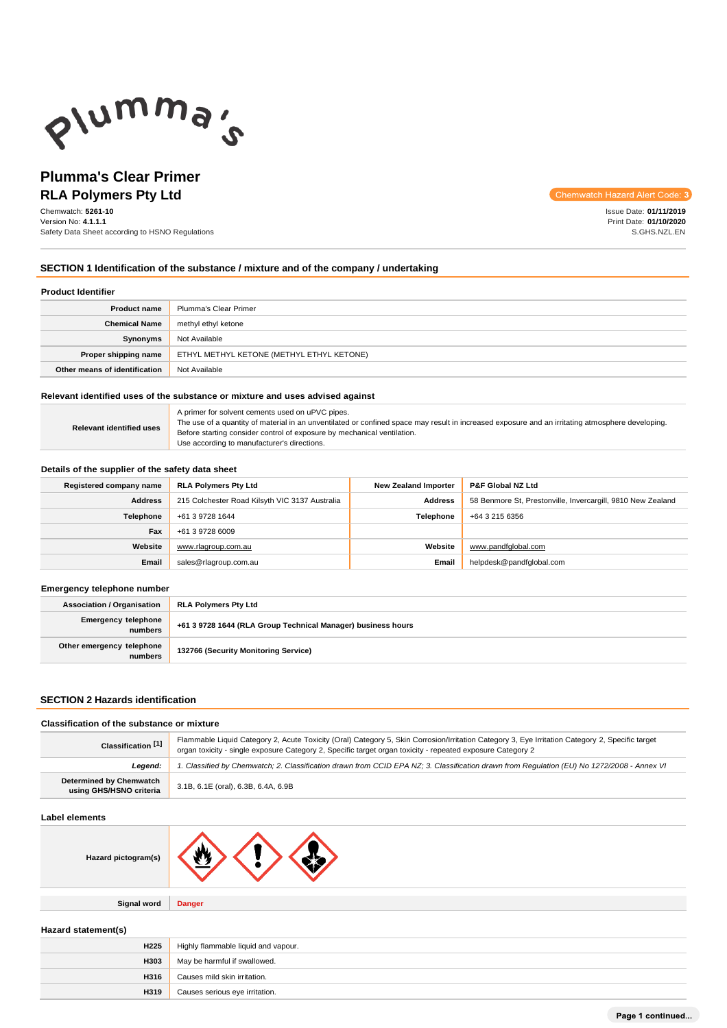# Plumma's Clear Primer
## RLA Polymers Pty Ltd

Chemwatch: **5261-10**
Version No: **4.1.1.1**
Safety Data Sheet according to HSNO Regulations

Chemwatch Hazard Alert Code: **3**

Issue Date: **01/11/2019**
Print Date: **01/10/2020**
S.GHS.NZL.EN

## SECTION 1 Identification of the substance / mixture and of the company / undertaking

### Product Identifier

| | |
|---|---|
| **Product name** | Plumma's Clear Primer |
| **Chemical Name** | methyl ethyl ketone |
| **Synonyms** | Not Available |
| **Proper shipping name** | ETHYL METHYL KETONE (METHYL ETHYL KETONE) |
| **Other means of identification** | Not Available |

### Relevant identified uses of the substance or mixture and uses advised against

| | |
|---|---|
| **Relevant identified uses** | A primer for solvent cements used on uPVC pipes.<br>The use of a quantity of material in an unventilated or confined space may result in increased exposure and an irritating atmosphere developing. Before starting consider control of exposure by mechanical ventilation.<br>Use according to manufacturer's directions. |

### Details of the supplier of the safety data sheet

| | | | |
|---|---|---|---|
| **Registered company name** | RLA Polymers Pty Ltd | **New Zealand Importer** | P&F Global NZ Ltd |
| **Address** | 215 Colchester Road Kilsyth VIC 3137 Australia | **Address** | 58 Benmore St, Prestonville, Invercargill, 9810 New Zealand |
| **Telephone** | +61 3 9728 1644 | **Telephone** | +64 3 215 6356 |
| **Fax** | +61 3 9728 6009 | | |
| **Website** | www.rlagroup.com.au | **Website** | www.pandfglobal.com |
| **Email** | sales@rlagroup.com.au | **Email** | helpdesk@pandfglobal.com |

### Emergency telephone number

| | |
|---|---|
| **Association / Organisation** | **RLA Polymers Pty Ltd** |
| **Emergency telephone numbers** | **+61 3 9728 1644 (RLA Group Technical Manager) business hours** |
| **Other emergency telephone numbers** | **132766 (Security Monitoring Service)** |

## SECTION 2 Hazards identification

### Classification of the substance or mixture

| | |
|---|---|
| **Classification [1]** | Flammable Liquid Category 2, Acute Toxicity (Oral) Category 5, Skin Corrosion/Irritation Category 3, Eye Irritation Category 2, Specific target organ toxicity - single exposure Category 2, Specific target organ toxicity - repeated exposure Category 2 |
| ***Legend:*** | *1. Classified by Chemwatch; 2. Classification drawn from CCID EPA NZ; 3. Classification drawn from Regulation (EU) No 1272/2008 - Annex VI* |
| **Determined by Chemwatch using GHS/HSNO criteria** | 3.1B, 6.1E (oral), 6.3B, 6.4A, 6.9B |

### Label elements

| | |
|---|---|
| **Hazard pictogram(s)** | |
| **Signal word** | **Danger** |

### Hazard statement(s)

| | |
|---|---|
| **H225** | Highly flammable liquid and vapour. |
| **H303** | May be harmful if swallowed. |
| **H316** | Causes mild skin irritation. |
| **H319** | Causes serious eye irritation. |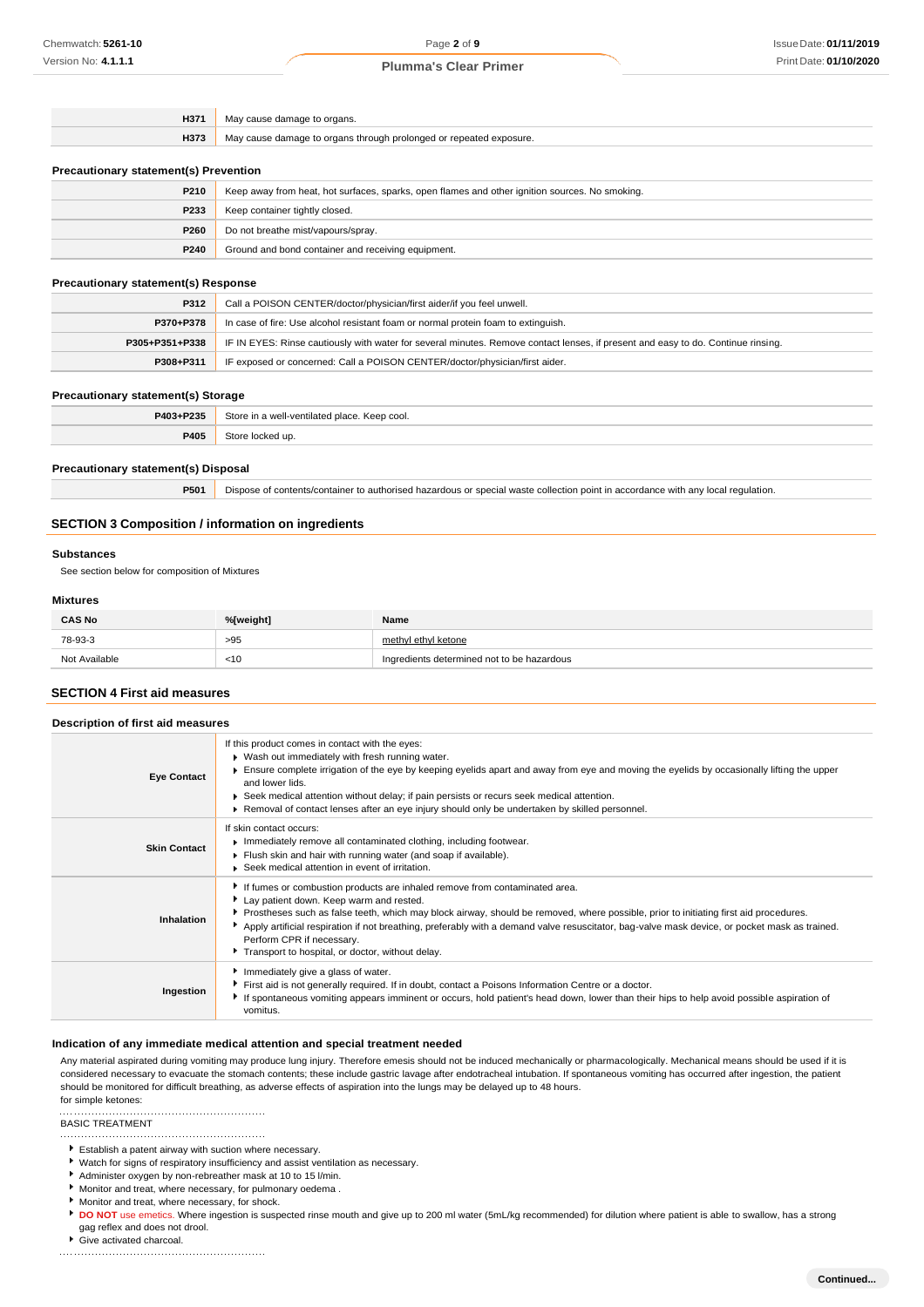| | |
|---|---|
| **H371** | May cause damage to organs. |
| **H373** | May cause damage to organs through prolonged or repeated exposure. |

### Precautionary statement(s) Prevention

| | |
|---|---|
| **P210** | Keep away from heat, hot surfaces, sparks, open flames and other ignition sources. No smoking. |
| **P233** | Keep container tightly closed. |
| **P260** | Do not breathe mist/vapours/spray. |
| **P240** | Ground and bond container and receiving equipment. |

### Precautionary statement(s) Response

| | |
|---|---|
| **P312** | Call a POISON CENTER/doctor/physician/first aider/if you feel unwell. |
| **P370+P378** | In case of fire: Use alcohol resistant foam or normal protein foam to extinguish. |
| **P305+P351+P338** | IF IN EYES: Rinse cautiously with water for several minutes. Remove contact lenses, if present and easy to do. Continue rinsing. |
| **P308+P311** | IF exposed or concerned: Call a POISON CENTER/doctor/physician/first aider. |

### Precautionary statement(s) Storage

| | |
|---|---|
| **P403+P235** | Store in a well-ventilated place. Keep cool. |
| **P405** | Store locked up. |

### Precautionary statement(s) Disposal

| | |
|---|---|
| **P501** | Dispose of contents/container to authorised hazardous or special waste collection point in accordance with any local regulation. |

## SECTION 3 Composition / information on ingredients

### Substances

See section below for composition of Mixtures

### Mixtures

| CAS No | %[weight] | Name |
|---|---|---|
| 78-93-3 | >95 | methyl ethyl ketone |
| Not Available | <10 | Ingredients determined not to be hazardous |

## SECTION 4 First aid measures

### Description of first aid measures

| | |
|---|---|
| **Eye Contact** | If this product comes in contact with the eyes:<br>▸ Wash out immediately with fresh running water.<br>▸ Ensure complete irrigation of the eye by keeping eyelids apart and away from eye and moving the eyelids by occasionally lifting the upper and lower lids.<br>▸ Seek medical attention without delay; if pain persists or recurs seek medical attention.<br>▸ Removal of contact lenses after an eye injury should only be undertaken by skilled personnel. |
| **Skin Contact** | If skin contact occurs:<br>▸ Immediately remove all contaminated clothing, including footwear.<br>▸ Flush skin and hair with running water (and soap if available).<br>▸ Seek medical attention in event of irritation. |
| **Inhalation** | ▸ If fumes or combustion products are inhaled remove from contaminated area.<br>▸ Lay patient down. Keep warm and rested.<br>▸ Prostheses such as false teeth, which may block airway, should be removed, where possible, prior to initiating first aid procedures.<br>▸ Apply artificial respiration if not breathing, preferably with a demand valve resuscitator, bag-valve mask device, or pocket mask as trained. Perform CPR if necessary.<br>▸ Transport to hospital, or doctor, without delay. |
| **Ingestion** | ▸ Immediately give a glass of water.<br>▸ First aid is not generally required. If in doubt, contact a Poisons Information Centre or a doctor.<br>▸ If spontaneous vomiting appears imminent or occurs, hold patient's head down, lower than their hips to help avoid possible aspiration of vomitus. |

### Indication of any immediate medical attention and special treatment needed

Any material aspirated during vomiting may produce lung injury. Therefore emesis should not be induced mechanically or pharmacologically. Mechanical means should be used if it is considered necessary to evacuate the stomach contents; these include gastric lavage after endotracheal intubation. If spontaneous vomiting has occurred after ingestion, the patient should be monitored for difficult breathing, as adverse effects of aspiration into the lungs may be delayed up to 48 hours.

for simple ketones:

BASIC TREATMENT

- Establish a patent airway with suction where necessary.
- Watch for signs of respiratory insufficiency and assist ventilation as necessary.
- Administer oxygen by non-rebreather mask at 10 to 15 l/min.
- Monitor and treat, where necessary, for pulmonary oedema .
- Monitor and treat, where necessary, for shock.
- **DO NOT** use emetics. Where ingestion is suspected rinse mouth and give up to 200 ml water (5mL/kg recommended) for dilution where patient is able to swallow, has a strong gag reflex and does not drool.
- Give activated charcoal.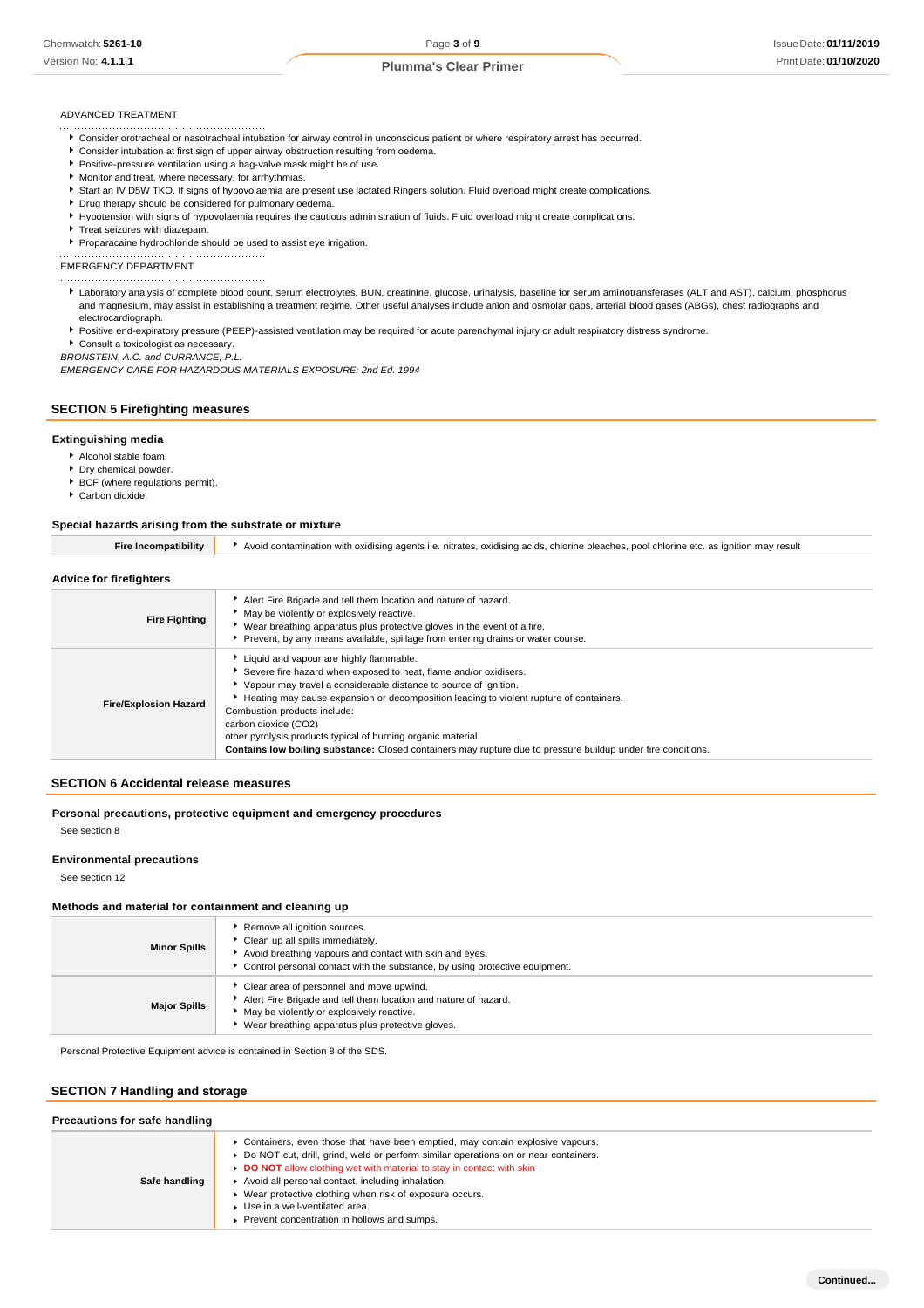ADVANCED TREATMENT

- Consider orotracheal or nasotracheal intubation for airway control in unconscious patient or where respiratory arrest has occurred.
- Consider intubation at first sign of upper airway obstruction resulting from oedema.
- Positive-pressure ventilation using a bag-valve mask might be of use.
- Monitor and treat, where necessary, for arrhythmias.
- Start an IV D5W TKO. If signs of hypovolaemia are present use lactated Ringers solution. Fluid overload might create complications.
- Drug therapy should be considered for pulmonary oedema.
- Hypotension with signs of hypovolaemia requires the cautious administration of fluids. Fluid overload might create complications.
- Treat seizures with diazepam.
- Proparacaine hydrochloride should be used to assist eye irrigation.

EMERGENCY DEPARTMENT

- Laboratory analysis of complete blood count, serum electrolytes, BUN, creatinine, glucose, urinalysis, baseline for serum aminotransferases (ALT and AST), calcium, phosphorus and magnesium, may assist in establishing a treatment regime. Other useful analyses include anion and osmolar gaps, arterial blood gases (ABGs), chest radiographs and electrocardiograph.
- Positive end-expiratory pressure (PEEP)-assisted ventilation may be required for acute parenchymal injury or adult respiratory distress syndrome.
- Consult a toxicologist as necessary.

*BRONSTEIN, A.C. and CURRANCE, P.L.*
*EMERGENCY CARE FOR HAZARDOUS MATERIALS EXPOSURE: 2nd Ed. 1994*

## SECTION 5 Firefighting measures

### Extinguishing media

- Alcohol stable foam.
- Dry chemical powder.
- BCF (where regulations permit).
- Carbon dioxide.

### Special hazards arising from the substrate or mixture

| | |
|---|---|
| **Fire Incompatibility** | Avoid contamination with oxidising agents i.e. nitrates, oxidising acids, chlorine bleaches, pool chlorine etc. as ignition may result |

### Advice for firefighters

| | |
|---|---|
| **Fire Fighting** | Alert Fire Brigade and tell them location and nature of hazard.<br>May be violently or explosively reactive.<br>Wear breathing apparatus plus protective gloves in the event of a fire.<br>Prevent, by any means available, spillage from entering drains or water course. |
| **Fire/Explosion Hazard** | Liquid and vapour are highly flammable.<br>Severe fire hazard when exposed to heat, flame and/or oxidisers.<br>Vapour may travel a considerable distance to source of ignition.<br>Heating may cause expansion or decomposition leading to violent rupture of containers.<br>Combustion products include:<br>carbon dioxide ($CO_2$)<br>other pyrolysis products typical of burning organic material.<br>**Contains low boiling substance:** Closed containers may rupture due to pressure buildup under fire conditions. |

## SECTION 6 Accidental release measures

### Personal precautions, protective equipment and emergency procedures

See section 8

### Environmental precautions

See section 12

### Methods and material for containment and cleaning up

| | |
|---|---|
| **Minor Spills** | Remove all ignition sources.<br>Clean up all spills immediately.<br>Avoid breathing vapours and contact with skin and eyes.<br>Control personal contact with the substance, by using protective equipment. |
| **Major Spills** | Clear area of personnel and move upwind.<br>Alert Fire Brigade and tell them location and nature of hazard.<br>May be violently or explosively reactive.<br>Wear breathing apparatus plus protective gloves. |

Personal Protective Equipment advice is contained in Section 8 of the SDS.

## SECTION 7 Handling and storage

### Precautions for safe handling

| | |
|---|---|
| **Safe handling** | Containers, even those that have been emptied, may contain explosive vapours.<br>Do NOT cut, drill, grind, weld or perform similar operations on or near containers.<br>**DO NOT** allow clothing wet with material to stay in contact with skin<br>Avoid all personal contact, including inhalation.<br>Wear protective clothing when risk of exposure occurs.<br>Use in a well-ventilated area.<br>Prevent concentration in hollows and sumps. |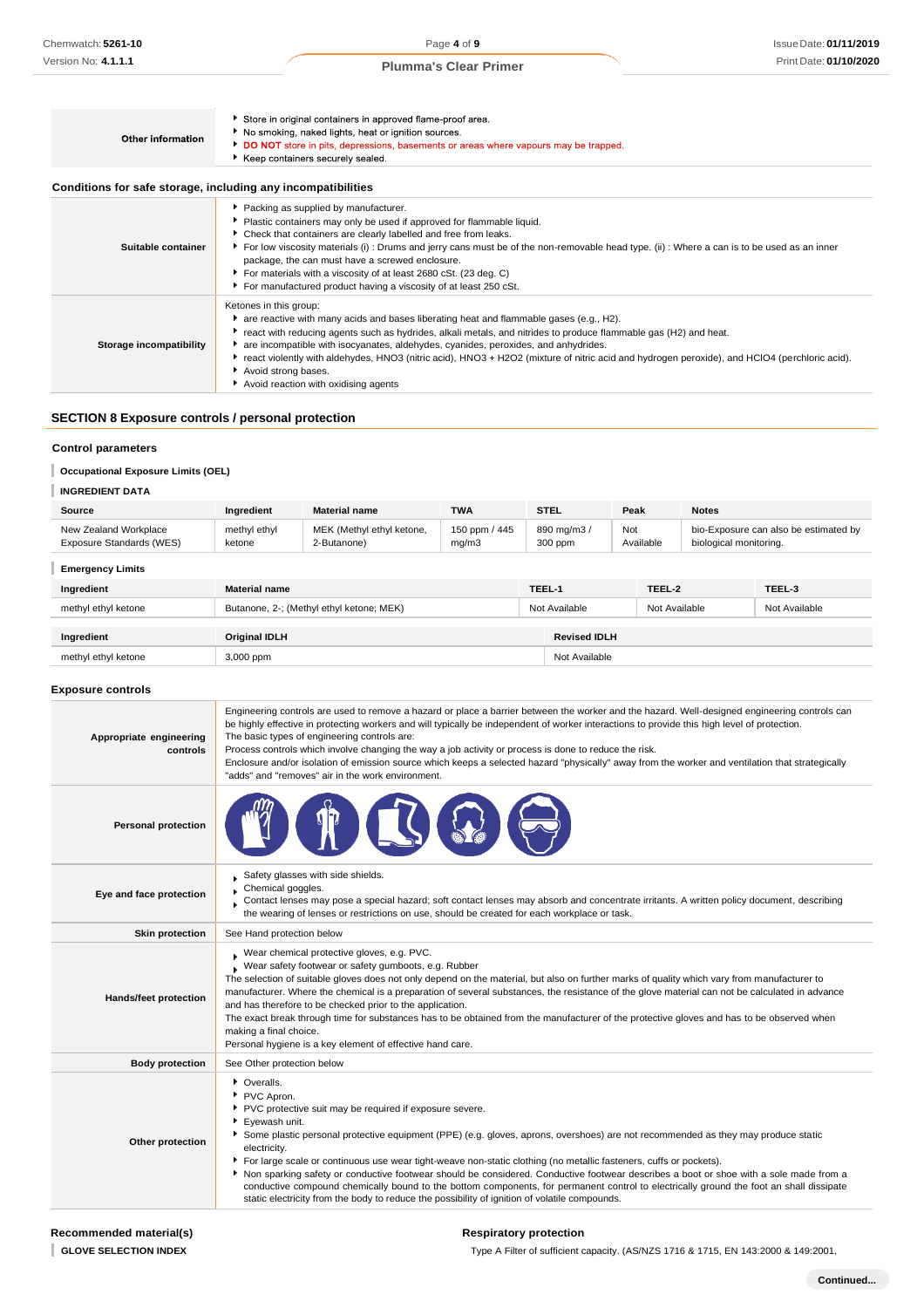| | |
|---|---|
| **Other information** | ▸ Store in original containers in approved flame-proof area.<br>▸ No smoking, naked lights, heat or ignition sources.<br>▸ **DO NOT** store in pits, depressions, basements or areas where vapours may be trapped.<br>▸ Keep containers securely sealed. |

### Conditions for safe storage, including any incompatibilities

| | |
|---|---|
| **Suitable container** | ▸ Packing as supplied by manufacturer.<br>▸ Plastic containers may only be used if approved for flammable liquid.<br>▸ Check that containers are clearly labelled and free from leaks.<br>▸ For low viscosity materials (i) : Drums and jerry cans must be of the non-removable head type. (ii) : Where a can is to be used as an inner package, the can must have a screwed enclosure.<br>▸ For materials with a viscosity of at least 2680 cSt. (23 deg. C)<br>▸ For manufactured product having a viscosity of at least 250 cSt. |
| **Storage incompatibility** | Ketones in this group:<br>▸ are reactive with many acids and bases liberating heat and flammable gases (e.g., H2).<br>▸ react with reducing agents such as hydrides, alkali metals, and nitrides to produce flammable gas (H2) and heat.<br>▸ are incompatible with isocyanates, aldehydes, cyanides, peroxides, and anhydrides.<br>▸ react violently with aldehydes, HNO3 (nitric acid), HNO3 + H2O2 (mixture of nitric acid and hydrogen peroxide), and HClO4 (perchloric acid).<br>▸ Avoid strong bases.<br>▸ Avoid reaction with oxidising agents |

## SECTION 8 Exposure controls / personal protection

### Control parameters

#### Occupational Exposure Limits (OEL)

#### INGREDIENT DATA

| Source | Ingredient | Material name | TWA | STEL | Peak | Notes |
|---|---|---|---|---|---|---|
| New Zealand Workplace Exposure Standards (WES) | methyl ethyl ketone | MEK (Methyl ethyl ketone, 2-Butanone) | 150 ppm / 445 mg/m3 | 890 mg/m3 / 300 ppm | Not Available | bio-Exposure can also be estimated by biological monitoring. |

#### Emergency Limits

| Ingredient | Material name | TEEL-1 | TEEL-2 | TEEL-3 |
|---|---|---|---|---|
| methyl ethyl ketone | Butanone, 2-; (Methyl ethyl ketone; MEK) | Not Available | Not Available | Not Available |

| Ingredient | Original IDLH | Revised IDLH |
|---|---|---|
| methyl ethyl ketone | 3,000 ppm | Not Available |

### Exposure controls

| | |
|---|---|
| **Appropriate engineering controls** | Engineering controls are used to remove a hazard or place a barrier between the worker and the hazard. Well-designed engineering controls can be highly effective in protecting workers and will typically be independent of worker interactions to provide this high level of protection.<br>The basic types of engineering controls are:<br>Process controls which involve changing the way a job activity or process is done to reduce the risk.<br>Enclosure and/or isolation of emission source which keeps a selected hazard "physically" away from the worker and ventilation that strategically "adds" and "removes" air in the work environment. |
| **Personal protection** | |
| **Eye and face protection** | ▸ Safety glasses with side shields.<br>▸ Chemical goggles.<br>▸ Contact lenses may pose a special hazard; soft contact lenses may absorb and concentrate irritants. A written policy document, describing the wearing of lenses or restrictions on use, should be created for each workplace or task. |
| **Skin protection** | See Hand protection below |
| **Hands/feet protection** | ▸ Wear chemical protective gloves, e.g. PVC.<br>▸ Wear safety footwear or safety gumboots, e.g. Rubber<br>The selection of suitable gloves does not only depend on the material, but also on further marks of quality which vary from manufacturer to manufacturer. Where the chemical is a preparation of several substances, the resistance of the glove material can not be calculated in advance and has therefore to be checked prior to the application.<br>The exact break through time for substances has to be obtained from the manufacturer of the protective gloves and has to be observed when making a final choice.<br>Personal hygiene is a key element of effective hand care. |
| **Body protection** | See Other protection below |
| **Other protection** | ▸ Overalls.<br>▸ PVC Apron.<br>▸ PVC protective suit may be required if exposure severe.<br>▸ Eyewash unit.<br>▸ Some plastic personal protective equipment (PPE) (e.g. gloves, aprons, overshoes) are not recommended as they may produce static electricity.<br>▸ For large scale or continuous use wear tight-weave non-static clothing (no metallic fasteners, cuffs or pockets).<br>▸ Non sparking safety or conductive footwear should be considered. Conductive footwear describes a boot or shoe with a sole made from a conductive compound chemically bound to the bottom components, for permanent control to electrically ground the foot an shall dissipate static electricity from the body to reduce the possibility of ignition of volatile compounds. |

### Recommended material(s)

#### GLOVE SELECTION INDEX

### Respiratory protection

Type A Filter of sufficient capacity. (AS/NZS 1716 & 1715, EN 143:2000 & 149:2001,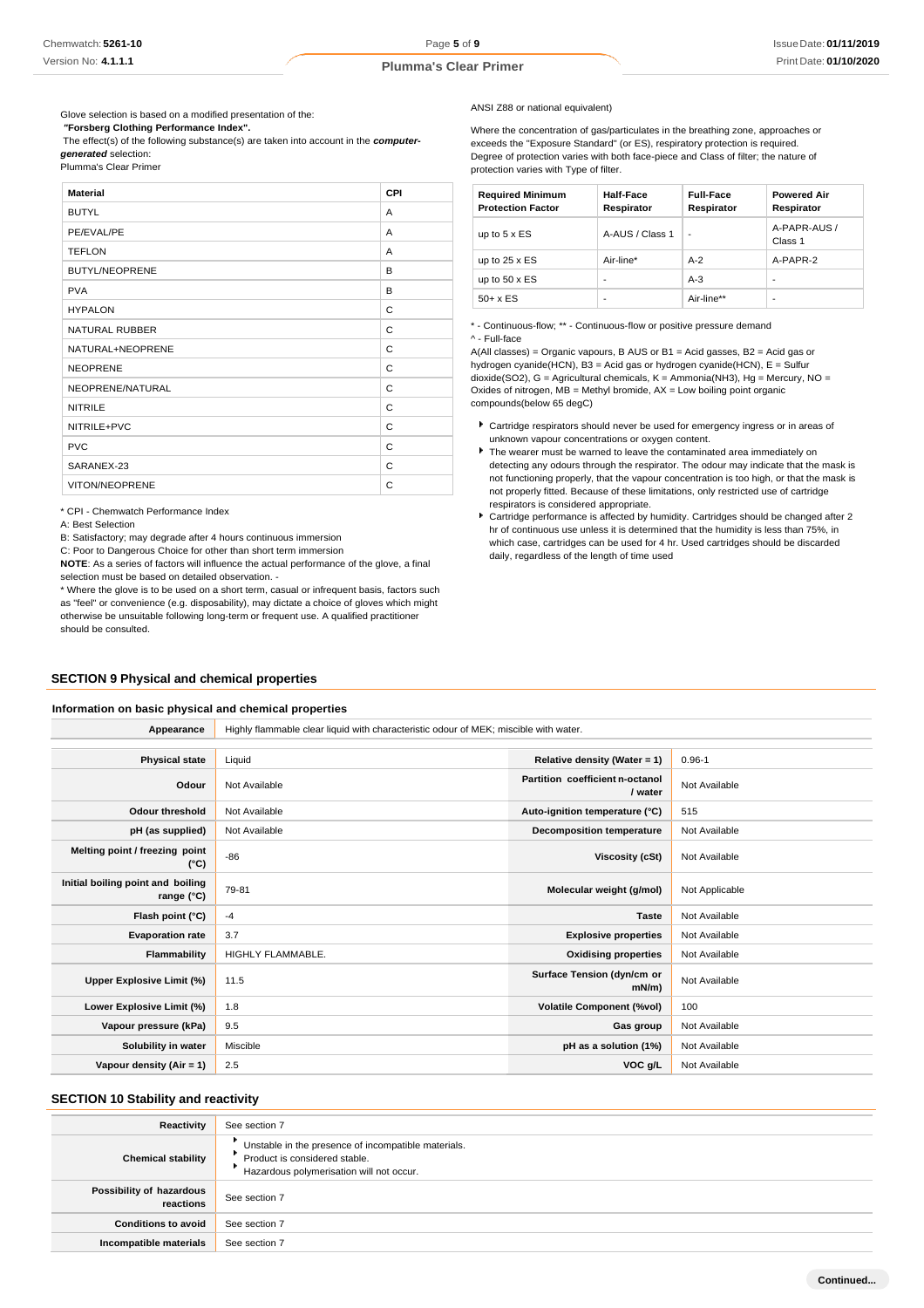Glove selection is based on a modified presentation of the:

***"Forsberg Clothing Performance Index".***

The effect(s) of the following substance(s) are taken into account in the ***computer-generated*** selection:

Plumma's Clear Primer

| Material | CPI |
|---|---|
| BUTYL | A |
| PE/EVAL/PE | A |
| TEFLON | A |
| BUTYL/NEOPRENE | B |
| PVA | B |
| HYPALON | C |
| NATURAL RUBBER | C |
| NATURAL+NEOPRENE | C |
| NEOPRENE | C |
| NEOPRENE/NATURAL | C |
| NITRILE | C |
| NITRILE+PVC | C |
| PVC | C |
| SARANEX-23 | C |
| VITON/NEOPRENE | C |

* CPI - Chemwatch Performance Index

A: Best Selection

B: Satisfactory; may degrade after 4 hours continuous immersion

C: Poor to Dangerous Choice for other than short term immersion

**NOTE**: As a series of factors will influence the actual performance of the glove, a final selection must be based on detailed observation. -

* Where the glove is to be used on a short term, casual or infrequent basis, factors such as "feel" or convenience (e.g. disposability), may dictate a choice of gloves which might otherwise be unsuitable following long-term or frequent use. A qualified practitioner should be consulted.

ANSI Z88 or national equivalent)

Where the concentration of gas/particulates in the breathing zone, approaches or exceeds the "Exposure Standard" (or ES), respiratory protection is required. Degree of protection varies with both face-piece and Class of filter; the nature of protection varies with Type of filter.

| Required Minimum Protection Factor | Half-Face Respirator | Full-Face Respirator | Powered Air Respirator |
|---|---|---|---|
| up to 5 x ES | A-AUS / Class 1 | - | A-PAPR-AUS / Class 1 |
| up to 25 x ES | Air-line* | A-2 | A-PAPR-2 |
| up to 50 x ES | - | A-3 | - |
| 50+ x ES | - | Air-line** | - |

* - Continuous-flow; ** - Continuous-flow or positive pressure demand

^ - Full-face

A(All classes) = Organic vapours, B AUS or B1 = Acid gasses, B2 = Acid gas or hydrogen cyanide(HCN), B3 = Acid gas or hydrogen cyanide(HCN), E = Sulfur dioxide(SO2), G = Agricultural chemicals, K = Ammonia(NH3), Hg = Mercury, NO = Oxides of nitrogen, MB = Methyl bromide, AX = Low boiling point organic compounds(below 65 degC)

- Cartridge respirators should never be used for emergency ingress or in areas of unknown vapour concentrations or oxygen content.
- The wearer must be warned to leave the contaminated area immediately on detecting any odours through the respirator. The odour may indicate that the mask is not functioning properly, that the vapour concentration is too high, or that the mask is not properly fitted. Because of these limitations, only restricted use of cartridge respirators is considered appropriate.
- Cartridge performance is affected by humidity. Cartridges should be changed after 2 hr of continuous use unless it is determined that the humidity is less than 75%, in which case, cartridges can be used for 4 hr. Used cartridges should be discarded daily, regardless of the length of time used

## SECTION 9 Physical and chemical properties

### Information on basic physical and chemical properties

| Appearance | Highly flammable clear liquid with characteristic odour of MEK; miscible with water. | | |
|---|---|---|---|
| Physical state | Liquid | Relative density (Water = 1) | 0.96-1 |
| Odour | Not Available | Partition coefficient n-octanol / water | Not Available |
| Odour threshold | Not Available | Auto-ignition temperature (°C) | 515 |
| pH (as supplied) | Not Available | Decomposition temperature | Not Available |
| Melting point / freezing point (°C) | -86 | Viscosity (cSt) | Not Available |
| Initial boiling point and boiling range (°C) | 79-81 | Molecular weight (g/mol) | Not Applicable |
| Flash point (°C) | -4 | Taste | Not Available |
| Evaporation rate | 3.7 | Explosive properties | Not Available |
| Flammability | HIGHLY FLAMMABLE. | Oxidising properties | Not Available |
| Upper Explosive Limit (%) | 11.5 | Surface Tension (dyn/cm or mN/m) | Not Available |
| Lower Explosive Limit (%) | 1.8 | Volatile Component (%vol) | 100 |
| Vapour pressure (kPa) | 9.5 | Gas group | Not Available |
| Solubility in water | Miscible | pH as a solution (1%) | Not Available |
| Vapour density (Air = 1) | 2.5 | VOC g/L | Not Available |

## SECTION 10 Stability and reactivity

| Reactivity | See section 7 |
|---|---|
| Chemical stability | Unstable in the presence of incompatible materials.<br>Product is considered stable.<br>Hazardous polymerisation will not occur. |
| Possibility of hazardous reactions | See section 7 |
| Conditions to avoid | See section 7 |
| Incompatible materials | See section 7 |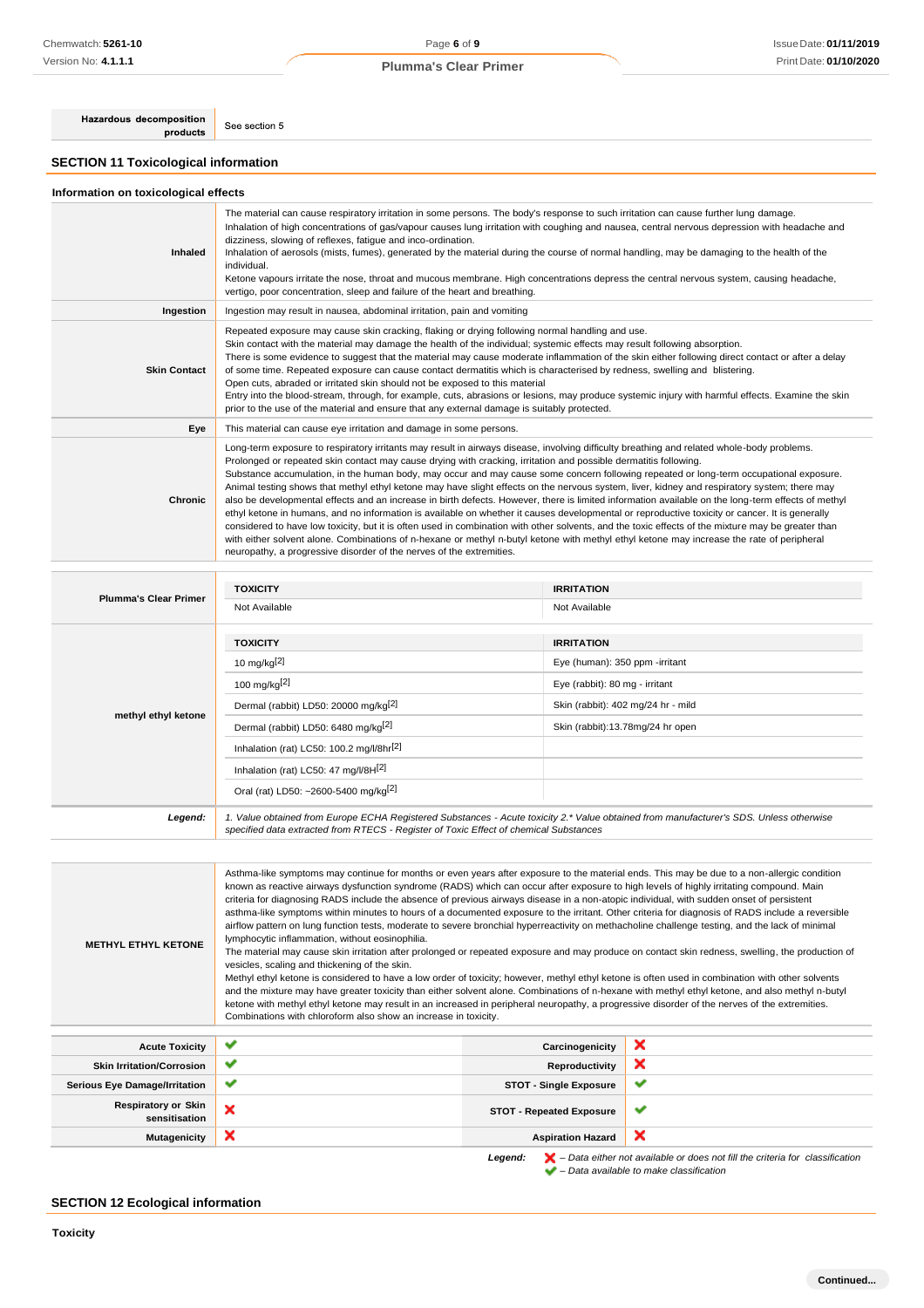| Hazardous decomposition products | See section 5 |
|---|---|

## SECTION 11 Toxicological information

### Information on toxicological effects

| | |
|---|---|
| **Inhaled** | The material can cause respiratory irritation in some persons. The body's response to such irritation can cause further lung damage. Inhalation of high concentrations of gas/vapour causes lung irritation with coughing and nausea, central nervous depression with headache and dizziness, slowing of reflexes, fatigue and inco-ordination. Inhalation of aerosols (mists, fumes), generated by the material during the course of normal handling, may be damaging to the health of the individual. Ketone vapours irritate the nose, throat and mucous membrane. High concentrations depress the central nervous system, causing headache, vertigo, poor concentration, sleep and failure of the heart and breathing. |
| **Ingestion** | Ingestion may result in nausea, abdominal irritation, pain and vomiting |
| **Skin Contact** | Repeated exposure may cause skin cracking, flaking or drying following normal handling and use. Skin contact with the material may damage the health of the individual; systemic effects may result following absorption. There is some evidence to suggest that the material may cause moderate inflammation of the skin either following direct contact or after a delay of some time. Repeated exposure can cause contact dermatitis which is characterised by redness, swelling and blistering. Open cuts, abraded or irritated skin should not be exposed to this material Entry into the blood-stream, through, for example, cuts, abrasions or lesions, may produce systemic injury with harmful effects. Examine the skin prior to the use of the material and ensure that any external damage is suitably protected. |
| **Eye** | This material can cause eye irritation and damage in some persons. |
| **Chronic** | Long-term exposure to respiratory irritants may result in airways disease, involving difficulty breathing and related whole-body problems. Prolonged or repeated skin contact may cause drying with cracking, irritation and possible dermatitis following. Substance accumulation, in the human body, may occur and may cause some concern following repeated or long-term occupational exposure. Animal testing shows that methyl ethyl ketone may have slight effects on the nervous system, liver, kidney and respiratory system; there may also be developmental effects and an increase in birth defects. However, there is limited information available on the long-term effects of methyl ethyl ketone in humans, and no information is available on whether it causes developmental or reproductive toxicity or cancer. It is generally considered to have low toxicity, but it is often used in combination with other solvents, and the toxic effects of the mixture may be greater than with either solvent alone. Combinations of n-hexane or methyl n-butyl ketone with methyl ethyl ketone may increase the rate of peripheral neuropathy, a progressive disorder of the nerves of the extremities. |

| | TOXICITY | IRRITATION |
|---|---|---|
| **Plumma's Clear Primer** | Not Available | Not Available |
| **methyl ethyl ketone** | **TOXICITY** | **IRRITATION** |
| | 10 mg/kg[2] | Eye (human): 350 ppm -irritant |
| | 100 mg/kg[2] | Eye (rabbit): 80 mg - irritant |
| | Dermal (rabbit) LD50: 20000 mg/kg[2] | Skin (rabbit): 402 mg/24 hr - mild |
| | Dermal (rabbit) LD50: 6480 mg/kg[2] | Skin (rabbit):13.78mg/24 hr open |
| | Inhalation (rat) LC50: 100.2 mg/l/8hr[2] | |
| | Inhalation (rat) LC50: 47 mg/l/8H[2] | |
| | Oral (rat) LD50: ~2600-5400 mg/kg[2] | |
| ***Legend:*** | *1. Value obtained from Europe ECHA Registered Substances - Acute toxicity 2.\* Value obtained from manufacturer's SDS. Unless otherwise specified data extracted from RTECS - Register of Toxic Effect of chemical Substances* | |

| | |
|---|---|
| **METHYL ETHYL KETONE** | Asthma-like symptoms may continue for months or even years after exposure to the material ends. This may be due to a non-allergic condition known as reactive airways dysfunction syndrome (RADS) which can occur after exposure to high levels of highly irritating compound. Main criteria for diagnosing RADS include the absence of previous airways disease in a non-atopic individual, with sudden onset of persistent asthma-like symptoms within minutes to hours of a documented exposure to the irritant. Other criteria for diagnosis of RADS include a reversible airflow pattern on lung function tests, moderate to severe bronchial hyperreactivity on methacholine challenge testing, and the lack of minimal lymphocytic inflammation, without eosinophilia. The material may cause skin irritation after prolonged or repeated exposure and may produce on contact skin redness, swelling, the production of vesicles, scaling and thickening of the skin. Methyl ethyl ketone is considered to have a low order of toxicity; however, methyl ethyl ketone is often used in combination with other solvents and the mixture may have greater toxicity than either solvent alone. Combinations of n-hexane with methyl ethyl ketone, and also methyl n-butyl ketone with methyl ethyl ketone may result in an increased in peripheral neuropathy, a progressive disorder of the nerves of the extremities. Combinations with chloroform also show an increase in toxicity. |

| | | | |
|---|---|---|---|
| **Acute Toxicity** | ✔ | **Carcinogenicity** | ✘ |
| **Skin Irritation/Corrosion** | ✔ | **Reproductivity** | ✘ |
| **Serious Eye Damage/Irritation** | ✔ | **STOT - Single Exposure** | ✔ |
| **Respiratory or Skin sensitisation** | ✘ | **STOT - Repeated Exposure** | ✔ |
| **Mutagenicity** | ✘ | **Aspiration Hazard** | ✘ |

***Legend:*** ✘ *– Data either not available or does not fill the criteria for classification*
✔ *– Data available to make classification*

## SECTION 12 Ecological information

**Toxicity**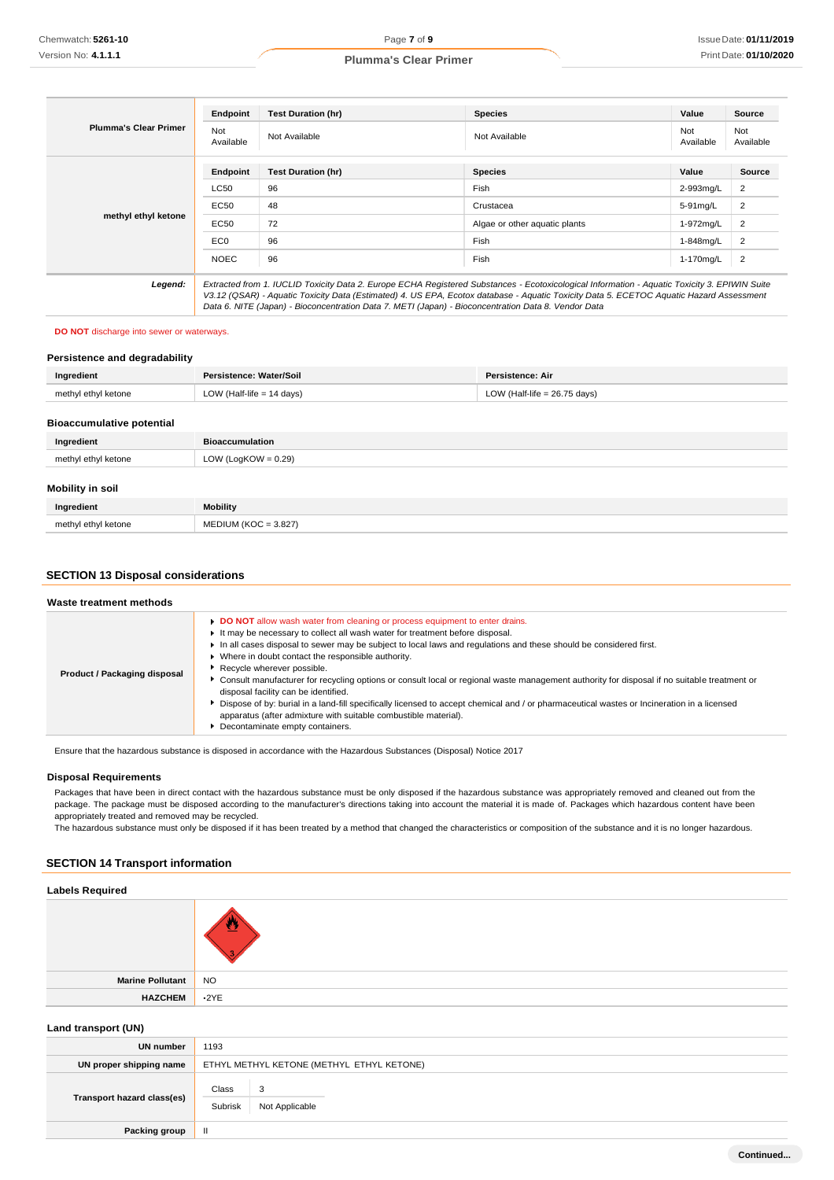| | Endpoint | Test Duration (hr) | Species | Value | Source |
|---|---|---|---|---|---|
| **Plumma's Clear Primer** | Not Available | Not Available | Not Available | Not Available | Not Available |
| **methyl ethyl ketone** | **Endpoint** | **Test Duration (hr)** | **Species** | **Value** | **Source** |
| | LC50 | 96 | Fish | 2-993mg/L | 2 |
| | EC50 | 48 | Crustacea | 5-91mg/L | 2 |
| | EC50 | 72 | Algae or other aquatic plants | 1-972mg/L | 2 |
| | EC0 | 96 | Fish | 1-848mg/L | 2 |
| | NOEC | 96 | Fish | 1-170mg/L | 2 |
| ***Legend:*** | *Extracted from 1. IUCLID Toxicity Data 2. Europe ECHA Registered Substances - Ecotoxicological Information - Aquatic Toxicity 3. EPIWIN Suite V3.12 (QSAR) - Aquatic Toxicity Data (Estimated) 4. US EPA, Ecotox database - Aquatic Toxicity Data 5. ECETOC Aquatic Hazard Assessment Data 6. NITE (Japan) - Bioconcentration Data 7. METI (Japan) - Bioconcentration Data 8. Vendor Data* | | | | |

**DO NOT** discharge into sewer or waterways.

### Persistence and degradability

| Ingredient | Persistence: Water/Soil | Persistence: Air |
|---|---|---|
| methyl ethyl ketone | LOW (Half-life = 14 days) | LOW (Half-life = 26.75 days) |

### Bioaccumulative potential

| Ingredient | Bioaccumulation |
|---|---|
| methyl ethyl ketone | LOW (LogKOW = 0.29) |

### Mobility in soil

| Ingredient | Mobility |
|---|---|
| methyl ethyl ketone | MEDIUM (KOC = 3.827) |

## SECTION 13 Disposal considerations

### Waste treatment methods

| | |
|---|---|
| **Product / Packaging disposal** | - **DO NOT** allow wash water from cleaning or process equipment to enter drains.<br>- It may be necessary to collect all wash water for treatment before disposal.<br>- In all cases disposal to sewer may be subject to local laws and regulations and these should be considered first.<br>- Where in doubt contact the responsible authority.<br>- Recycle wherever possible.<br>- Consult manufacturer for recycling options or consult local or regional waste management authority for disposal if no suitable treatment or disposal facility can be identified.<br>- Dispose of by: burial in a land-fill specifically licensed to accept chemical and / or pharmaceutical wastes or Incineration in a licensed apparatus (after admixture with suitable combustible material).<br>- Decontaminate empty containers. |

Ensure that the hazardous substance is disposed in accordance with the Hazardous Substances (Disposal) Notice 2017

### Disposal Requirements

Packages that have been in direct contact with the hazardous substance must be only disposed if the hazardous substance was appropriately removed and cleaned out from the package. The package must be disposed according to the manufacturer's directions taking into account the material it is made of. Packages which hazardous content have been appropriately treated and removed may be recycled.
The hazardous substance must only be disposed if it has been treated by a method that changed the characteristics or composition of the substance and it is no longer hazardous.

## SECTION 14 Transport information

### Labels Required

| | |
|---|---|
| | |
| **Marine Pollutant** | NO |
| **HAZCHEM** | •2YE |

### Land transport (UN)

| | |
|---|---|
| **UN number** | 1193 |
| **UN proper shipping name** | ETHYL METHYL KETONE (METHYL ETHYL KETONE) |
| **Transport hazard class(es)** | Class: 3<br>Subrisk: Not Applicable |
| **Packing group** | II |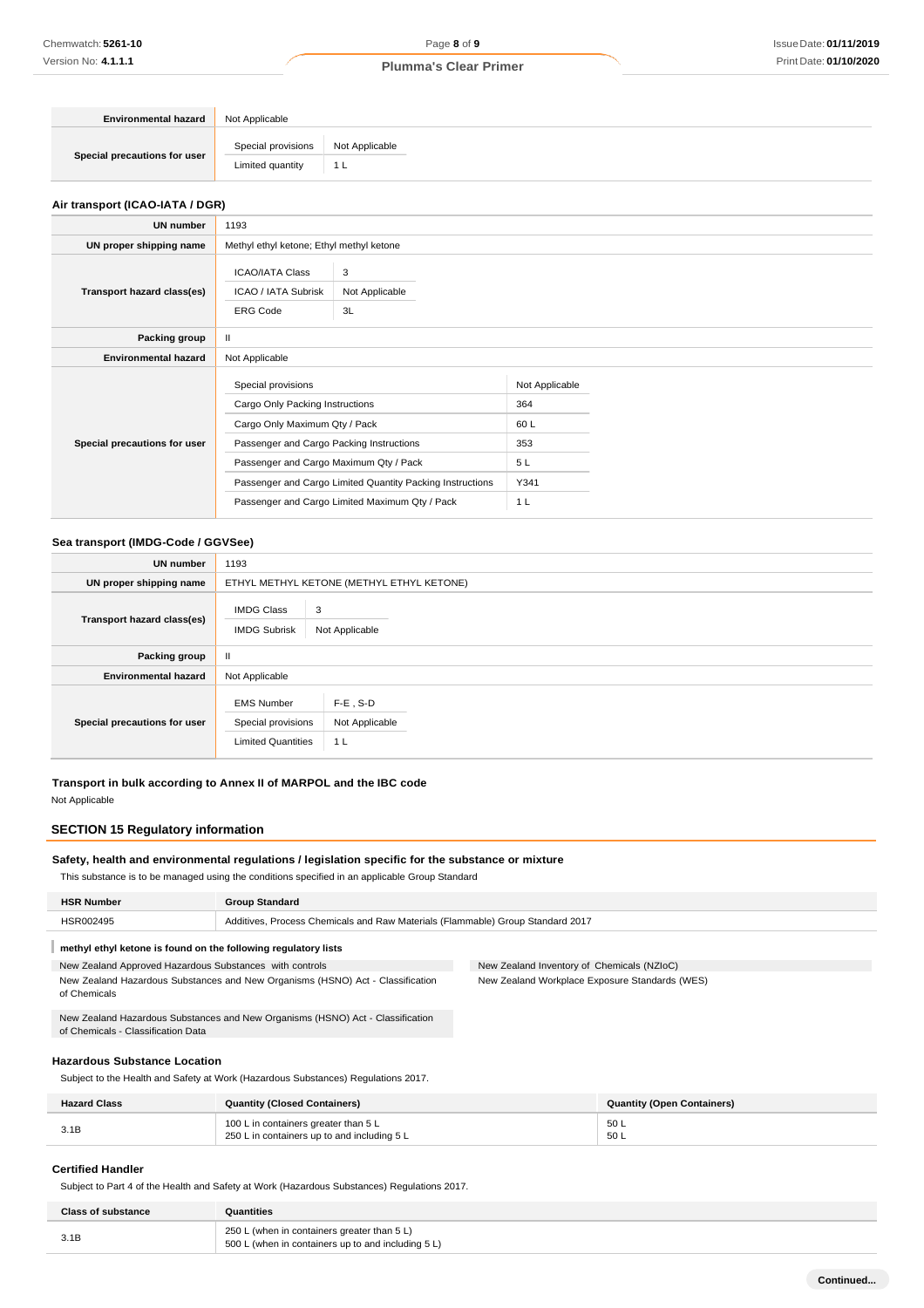| | |
|---|---|
| **Environmental hazard** | Not Applicable |
| **Special precautions for user** | Special provisions: Not Applicable<br>Limited quantity: 1 L |

### Air transport (ICAO-IATA / DGR)

| | |
|---|---|
| **UN number** | 1193 |
| **UN proper shipping name** | Methyl ethyl ketone; Ethyl methyl ketone |
| **Transport hazard class(es)** | ICAO/IATA Class: 3<br>ICAO / IATA Subrisk: Not Applicable<br>ERG Code: 3L |
| **Packing group** | II |
| **Environmental hazard** | Not Applicable |
| **Special precautions for user** | Special provisions: Not Applicable<br>Cargo Only Packing Instructions: 364<br>Cargo Only Maximum Qty / Pack: 60 L<br>Passenger and Cargo Packing Instructions: 353<br>Passenger and Cargo Maximum Qty / Pack: 5 L<br>Passenger and Cargo Limited Quantity Packing Instructions: Y341<br>Passenger and Cargo Limited Maximum Qty / Pack: 1 L |

### Sea transport (IMDG-Code / GGVSee)

| | |
|---|---|
| **UN number** | 1193 |
| **UN proper shipping name** | ETHYL METHYL KETONE (METHYL ETHYL KETONE) |
| **Transport hazard class(es)** | IMDG Class: 3<br>IMDG Subrisk: Not Applicable |
| **Packing group** | II |
| **Environmental hazard** | Not Applicable |
| **Special precautions for user** | EMS Number: F-E , S-D<br>Special provisions: Not Applicable<br>Limited Quantities: 1 L |

### Transport in bulk according to Annex II of MARPOL and the IBC code

Not Applicable

## SECTION 15 Regulatory information

### Safety, health and environmental regulations / legislation specific for the substance or mixture

This substance is to be managed using the conditions specified in an applicable Group Standard

| HSR Number | Group Standard |
|---|---|
| HSR002495 | Additives, Process Chemicals and Raw Materials (Flammable) Group Standard 2017 |

**methyl ethyl ketone is found on the following regulatory lists**

- New Zealand Approved Hazardous Substances with controls
- New Zealand Hazardous Substances and New Organisms (HSNO) Act - Classification of Chemicals
- New Zealand Hazardous Substances and New Organisms (HSNO) Act - Classification of Chemicals - Classification Data
- New Zealand Inventory of Chemicals (NZIoC)
- New Zealand Workplace Exposure Standards (WES)

### Hazardous Substance Location

Subject to the Health and Safety at Work (Hazardous Substances) Regulations 2017.

| Hazard Class | Quantity (Closed Containers) | Quantity (Open Containers) |
|---|---|---|
| 3.1B | 100 L in containers greater than 5 L<br>250 L in containers up to and including 5 L | 50 L<br>50 L |

### Certified Handler

Subject to Part 4 of the Health and Safety at Work (Hazardous Substances) Regulations 2017.

| Class of substance | Quantities |
|---|---|
| 3.1B | 250 L (when in containers greater than 5 L)<br>500 L (when in containers up to and including 5 L) |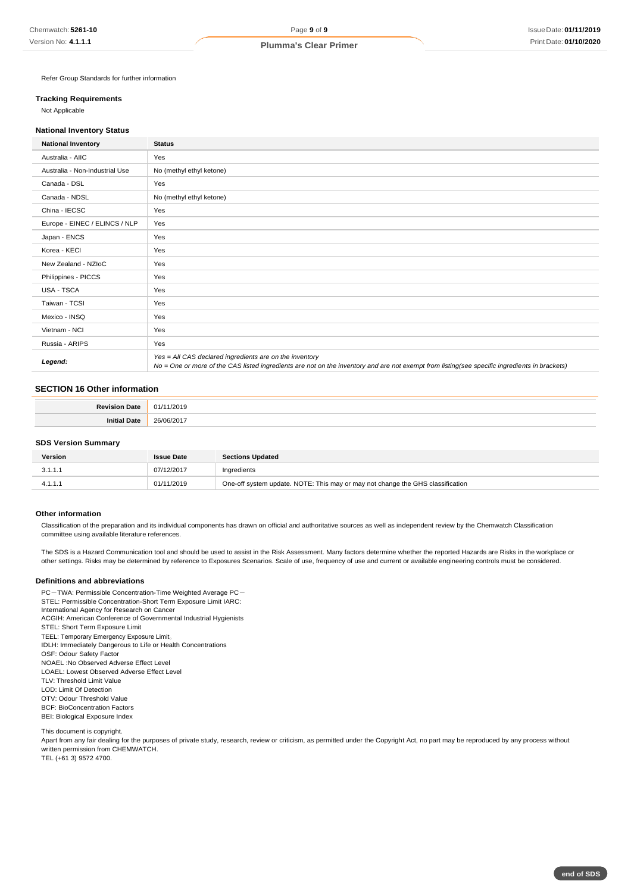Refer Group Standards for further information

#### Tracking Requirements

Not Applicable

#### National Inventory Status

| National Inventory | Status |
|---|---|
| Australia - AIIC | Yes |
| Australia - Non-Industrial Use | No (methyl ethyl ketone) |
| Canada - DSL | Yes |
| Canada - NDSL | No (methyl ethyl ketone) |
| China - IECSC | Yes |
| Europe - EINEC / ELINCS / NLP | Yes |
| Japan - ENCS | Yes |
| Korea - KECI | Yes |
| New Zealand - NZIoC | Yes |
| Philippines - PICCS | Yes |
| USA - TSCA | Yes |
| Taiwan - TCSI | Yes |
| Mexico - INSQ | Yes |
| Vietnam - NCI | Yes |
| Russia - ARIPS | Yes |
| ***Legend:*** | *Yes = All CAS declared ingredients are on the inventory*<br>*No = One or more of the CAS listed ingredients are not on the inventory and are not exempt from listing(see specific ingredients in brackets)* |

## SECTION 16 Other information

| | |
|---|---|
| **Revision Date** | 01/11/2019 |
| **Initial Date** | 26/06/2017 |

#### SDS Version Summary

| Version | Issue Date | Sections Updated |
|---|---|---|
| 3.1.1.1 | 07/12/2017 | Ingredients |
| 4.1.1.1 | 01/11/2019 | One-off system update. NOTE: This may or may not change the GHS classification |

#### Other information

Classification of the preparation and its individual components has drawn on official and authoritative sources as well as independent review by the Chemwatch Classification committee using available literature references.

The SDS is a Hazard Communication tool and should be used to assist in the Risk Assessment. Many factors determine whether the reported Hazards are Risks in the workplace or other settings. Risks may be determined by reference to Exposures Scenarios. Scale of use, frequency of use and current or available engineering controls must be considered.

#### Definitions and abbreviations

PC－TWA: Permissible Concentration-Time Weighted Average PC－
STEL: Permissible Concentration-Short Term Exposure Limit IARC:
International Agency for Research on Cancer
ACGIH: American Conference of Governmental Industrial Hygienists
STEL: Short Term Exposure Limit
TEEL: Temporary Emergency Exposure Limit。
IDLH: Immediately Dangerous to Life or Health Concentrations
OSF: Odour Safety Factor
NOAEL :No Observed Adverse Effect Level
LOAEL: Lowest Observed Adverse Effect Level
TLV: Threshold Limit Value
LOD: Limit Of Detection
OTV: Odour Threshold Value
BCF: BioConcentration Factors
BEI: Biological Exposure Index

This document is copyright.
Apart from any fair dealing for the purposes of private study, research, review or criticism, as permitted under the Copyright Act, no part may be reproduced by any process without written permission from CHEMWATCH.
TEL (+61 3) 9572 4700.

**end of SDS**